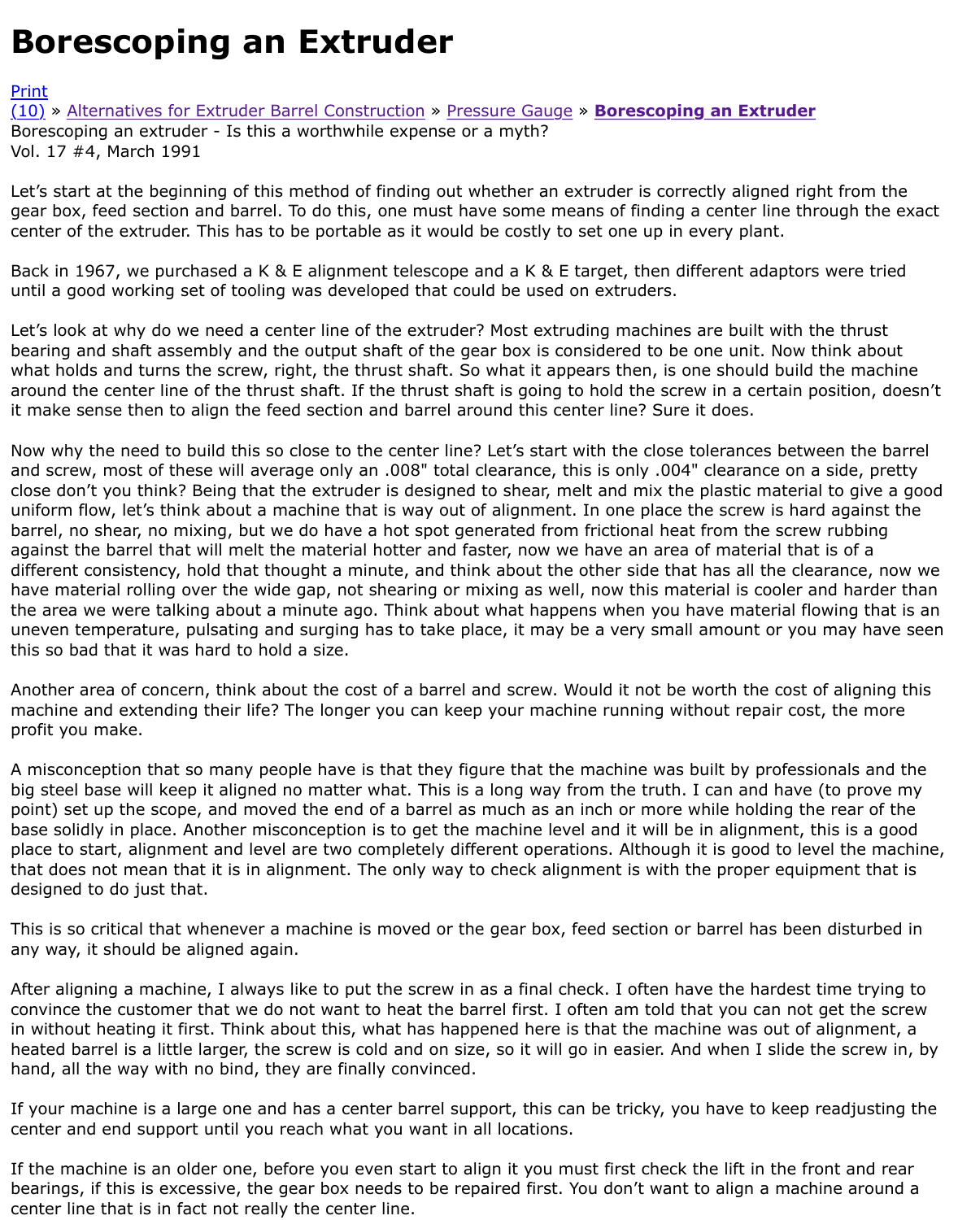# Borescoping an Extruder

Print
(10) » Alternatives for Extruder Barrel Construction » Pressure Gauge » **Borescoping an Extruder**
Borescoping an extruder - Is this a worthwhile expense or a myth?
Vol. 17 #4, March 1991

Let's start at the beginning of this method of finding out whether an extruder is correctly aligned right from the gear box, feed section and barrel. To do this, one must have some means of finding a center line through the exact center of the extruder. This has to be portable as it would be costly to set one up in every plant.

Back in 1967, we purchased a K & E alignment telescope and a K & E target, then different adaptors were tried until a good working set of tooling was developed that could be used on extruders.

Let's look at why do we need a center line of the extruder? Most extruding machines are built with the thrust bearing and shaft assembly and the output shaft of the gear box is considered to be one unit. Now think about what holds and turns the screw, right, the thrust shaft. So what it appears then, is one should build the machine around the center line of the thrust shaft. If the thrust shaft is going to hold the screw in a certain position, doesn't it make sense then to align the feed section and barrel around this center line? Sure it does.

Now why the need to build this so close to the center line? Let's start with the close tolerances between the barrel and screw, most of these will average only an .008" total clearance, this is only .004" clearance on a side, pretty close don't you think? Being that the extruder is designed to shear, melt and mix the plastic material to give a good uniform flow, let's think about a machine that is way out of alignment. In one place the screw is hard against the barrel, no shear, no mixing, but we do have a hot spot generated from frictional heat from the screw rubbing against the barrel that will melt the material hotter and faster, now we have an area of material that is of a different consistency, hold that thought a minute, and think about the other side that has all the clearance, now we have material rolling over the wide gap, not shearing or mixing as well, now this material is cooler and harder than the area we were talking about a minute ago. Think about what happens when you have material flowing that is an uneven temperature, pulsating and surging has to take place, it may be a very small amount or you may have seen this so bad that it was hard to hold a size.

Another area of concern, think about the cost of a barrel and screw. Would it not be worth the cost of aligning this machine and extending their life? The longer you can keep your machine running without repair cost, the more profit you make.

A misconception that so many people have is that they figure that the machine was built by professionals and the big steel base will keep it aligned no matter what. This is a long way from the truth. I can and have (to prove my point) set up the scope, and moved the end of a barrel as much as an inch or more while holding the rear of the base solidly in place. Another misconception is to get the machine level and it will be in alignment, this is a good place to start, alignment and level are two completely different operations. Although it is good to level the machine, that does not mean that it is in alignment. The only way to check alignment is with the proper equipment that is designed to do just that.

This is so critical that whenever a machine is moved or the gear box, feed section or barrel has been disturbed in any way, it should be aligned again.

After aligning a machine, I always like to put the screw in as a final check. I often have the hardest time trying to convince the customer that we do not want to heat the barrel first. I often am told that you can not get the screw in without heating it first. Think about this, what has happened here is that the machine was out of alignment, a heated barrel is a little larger, the screw is cold and on size, so it will go in easier. And when I slide the screw in, by hand, all the way with no bind, they are finally convinced.

If your machine is a large one and has a center barrel support, this can be tricky, you have to keep readjusting the center and end support until you reach what you want in all locations.

If the machine is an older one, before you even start to align it you must first check the lift in the front and rear bearings, if this is excessive, the gear box needs to be repaired first. You don't want to align a machine around a center line that is in fact not really the center line.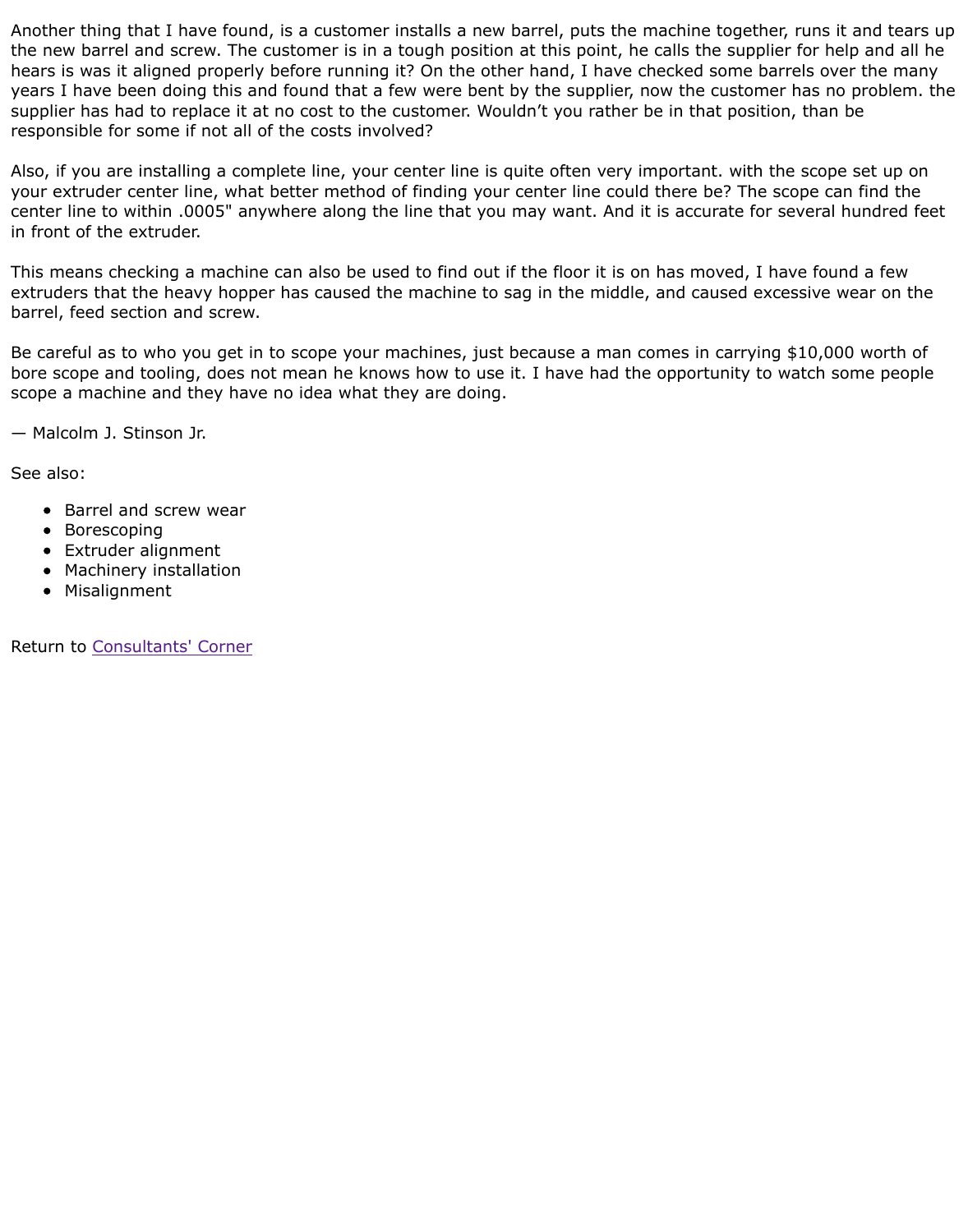Another thing that I have found, is a customer installs a new barrel, puts the machine together, runs it and tears up the new barrel and screw. The customer is in a tough position at this point, he calls the supplier for help and all he hears is was it aligned properly before running it? On the other hand, I have checked some barrels over the many years I have been doing this and found that a few were bent by the supplier, now the customer has no problem. the supplier has had to replace it at no cost to the customer. Wouldn't you rather be in that position, than be responsible for some if not all of the costs involved?

Also, if you are installing a complete line, your center line is quite often very important. with the scope set up on your extruder center line, what better method of finding your center line could there be? The scope can find the center line to within .0005" anywhere along the line that you may want. And it is accurate for several hundred feet in front of the extruder.

This means checking a machine can also be used to find out if the floor it is on has moved, I have found a few extruders that the heavy hopper has caused the machine to sag in the middle, and caused excessive wear on the barrel, feed section and screw.

Be careful as to who you get in to scope your machines, just because a man comes in carrying $10,000 worth of bore scope and tooling, does not mean he knows how to use it. I have had the opportunity to watch some people scope a machine and they have no idea what they are doing.

— Malcolm J. Stinson Jr.

See also:

- Barrel and screw wear
- Borescoping
- Extruder alignment
- Machinery installation
- Misalignment

Return to Consultants' Corner